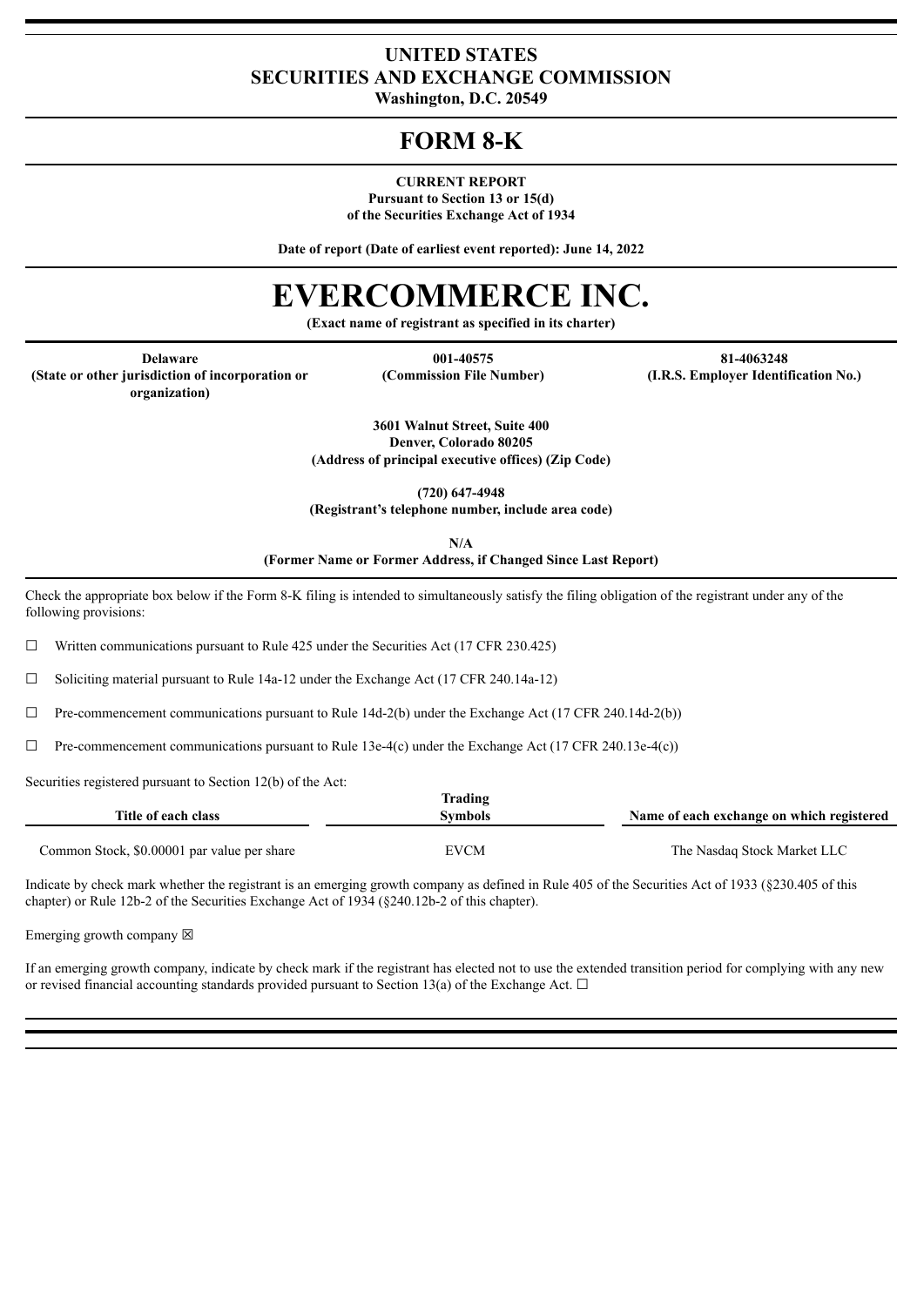# UNITED STATES
# SECURITIES AND EXCHANGE COMMISSION

**Washington, D.C. 20549**

# FORM 8-K

**CURRENT REPORT**
**Pursuant to Section 13 or 15(d)**
**of the Securities Exchange Act of 1934**

**Date of report (Date of earliest event reported): June 14, 2022**

# EVERCOMMERCE INC.

**(Exact name of registrant as specified in its charter)**

| Delaware | 001-40575 | 81-4063248 |
|---|---|---|
| (State or other jurisdiction of incorporation or organization) | (Commission File Number) | (I.R.S. Employer Identification No.) |

**3601 Walnut Street, Suite 400**
**Denver, Colorado 80205**
**(Address of principal executive offices) (Zip Code)**

**(720) 647-4948**
**(Registrant's telephone number, include area code)**

**N/A**
**(Former Name or Former Address, if Changed Since Last Report)**

Check the appropriate box below if the Form 8-K filing is intended to simultaneously satisfy the filing obligation of the registrant under any of the following provisions:

☐ Written communications pursuant to Rule 425 under the Securities Act (17 CFR 230.425)

☐ Soliciting material pursuant to Rule 14a-12 under the Exchange Act (17 CFR 240.14a-12)

☐ Pre-commencement communications pursuant to Rule 14d-2(b) under the Exchange Act (17 CFR 240.14d-2(b))

☐ Pre-commencement communications pursuant to Rule 13e-4(c) under the Exchange Act (17 CFR 240.13e-4(c))

Securities registered pursuant to Section 12(b) of the Act:

| Title of each class | Trading Symbols | Name of each exchange on which registered |
|---|---|---|
| Common Stock, $0.00001 par value per share | EVCM | The Nasdaq Stock Market LLC |

Indicate by check mark whether the registrant is an emerging growth company as defined in Rule 405 of the Securities Act of 1933 (§230.405 of this chapter) or Rule 12b-2 of the Securities Exchange Act of 1934 (§240.12b-2 of this chapter).

Emerging growth company ☒

If an emerging growth company, indicate by check mark if the registrant has elected not to use the extended transition period for complying with any new or revised financial accounting standards provided pursuant to Section 13(a) of the Exchange Act. ☐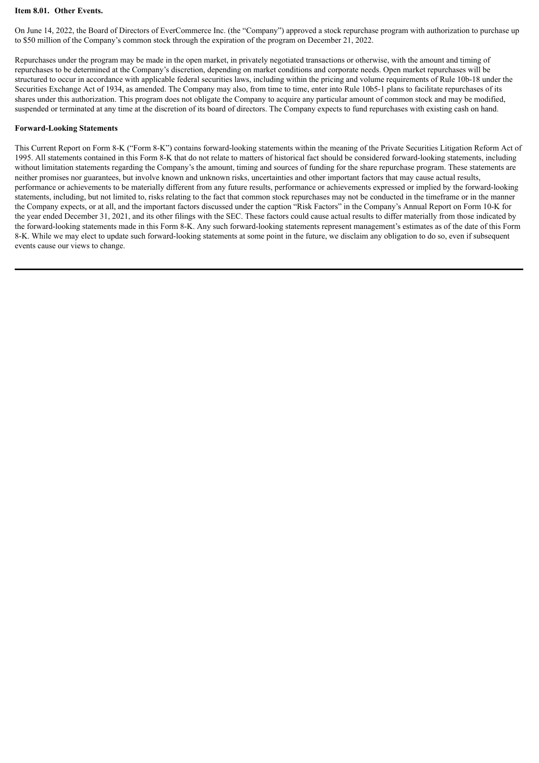**Item 8.01. Other Events.**

On June 14, 2022, the Board of Directors of EverCommerce Inc. (the "Company") approved a stock repurchase program with authorization to purchase up to $50 million of the Company's common stock through the expiration of the program on December 21, 2022.

Repurchases under the program may be made in the open market, in privately negotiated transactions or otherwise, with the amount and timing of repurchases to be determined at the Company's discretion, depending on market conditions and corporate needs. Open market repurchases will be structured to occur in accordance with applicable federal securities laws, including within the pricing and volume requirements of Rule 10b-18 under the Securities Exchange Act of 1934, as amended. The Company may also, from time to time, enter into Rule 10b5-1 plans to facilitate repurchases of its shares under this authorization. This program does not obligate the Company to acquire any particular amount of common stock and may be modified, suspended or terminated at any time at the discretion of its board of directors. The Company expects to fund repurchases with existing cash on hand.

**Forward-Looking Statements**

This Current Report on Form 8-K ("Form 8-K") contains forward-looking statements within the meaning of the Private Securities Litigation Reform Act of 1995. All statements contained in this Form 8-K that do not relate to matters of historical fact should be considered forward-looking statements, including without limitation statements regarding the Company's the amount, timing and sources of funding for the share repurchase program. These statements are neither promises nor guarantees, but involve known and unknown risks, uncertainties and other important factors that may cause actual results, performance or achievements to be materially different from any future results, performance or achievements expressed or implied by the forward-looking statements, including, but not limited to, risks relating to the fact that common stock repurchases may not be conducted in the timeframe or in the manner the Company expects, or at all, and the important factors discussed under the caption "Risk Factors" in the Company's Annual Report on Form 10-K for the year ended December 31, 2021, and its other filings with the SEC. These factors could cause actual results to differ materially from those indicated by the forward-looking statements made in this Form 8-K. Any such forward-looking statements represent management's estimates as of the date of this Form 8-K. While we may elect to update such forward-looking statements at some point in the future, we disclaim any obligation to do so, even if subsequent events cause our views to change.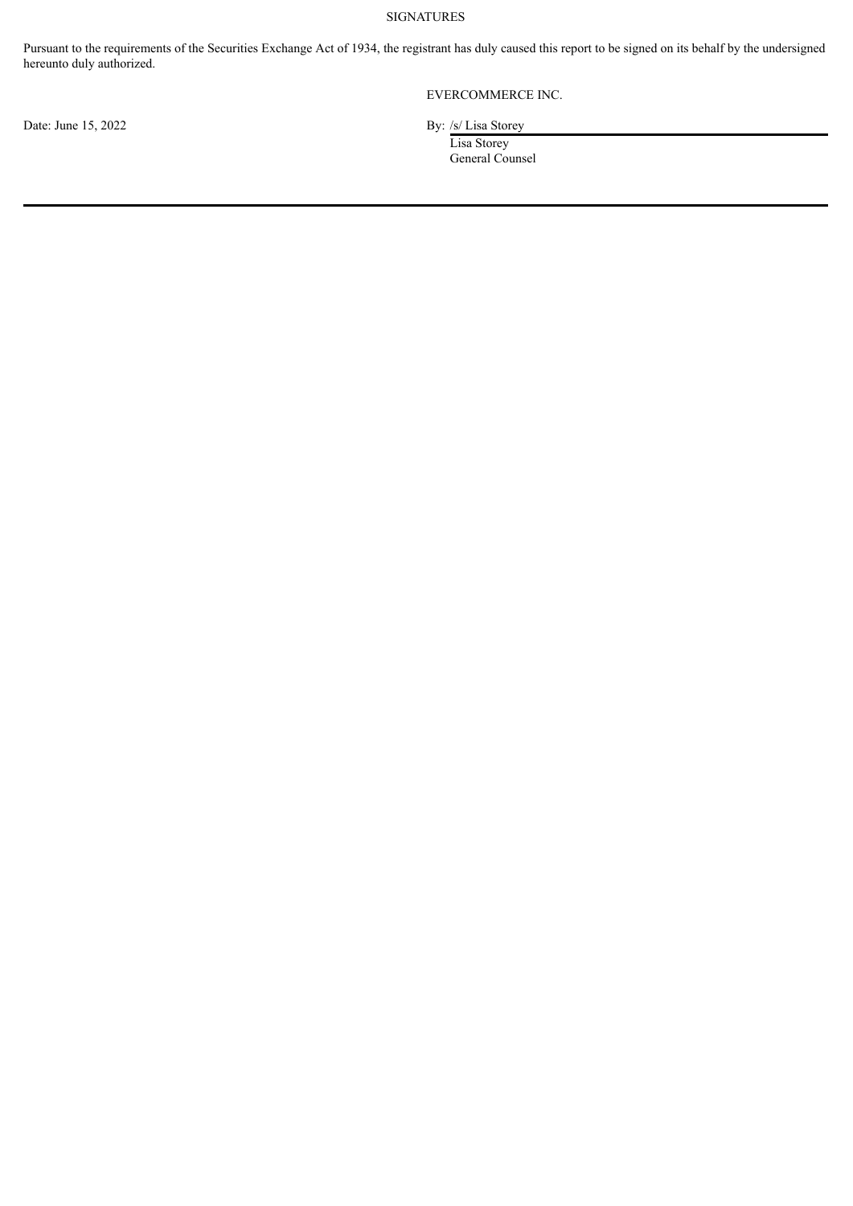SIGNATURES

Pursuant to the requirements of the Securities Exchange Act of 1934, the registrant has duly caused this report to be signed on its behalf by the undersigned hereunto duly authorized.

EVERCOMMERCE INC.

Date: June 15, 2022

By: /s/ Lisa Storey

Lisa Storey
General Counsel